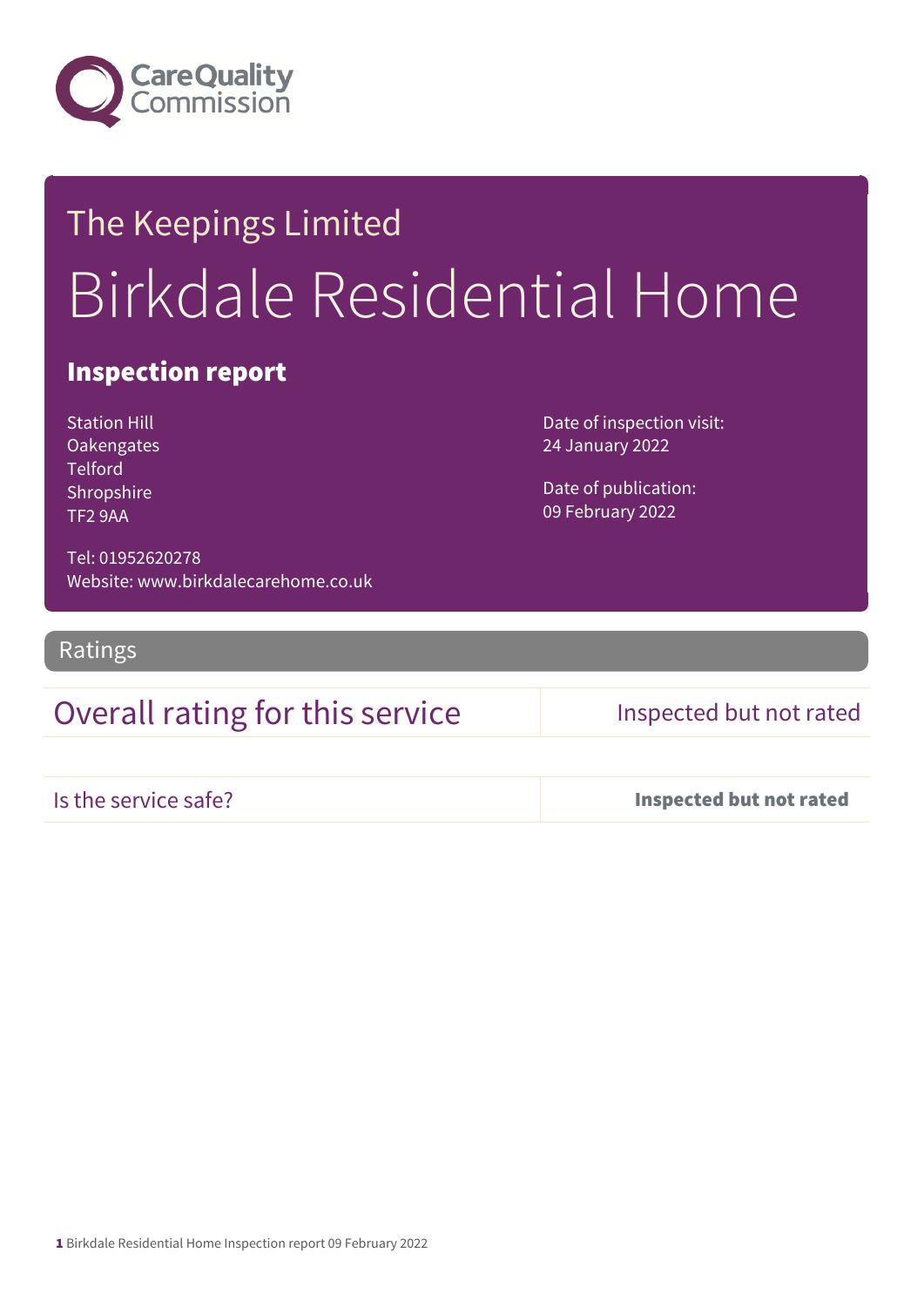Care Quality Commission

# The Keepings Limited

# Birkdale Residential Home

## Inspection report

Station Hill
Oakengates
Telford
Shropshire
TF2 9AA

Tel: 01952620278
Website: www.birkdalecarehome.co.uk

Date of inspection visit:
24 January 2022

Date of publication:
09 February 2022

## Ratings

| Overall rating for this service | Inspected but not rated |
| --- | --- |
| Is the service safe? | **Inspected but not rated** |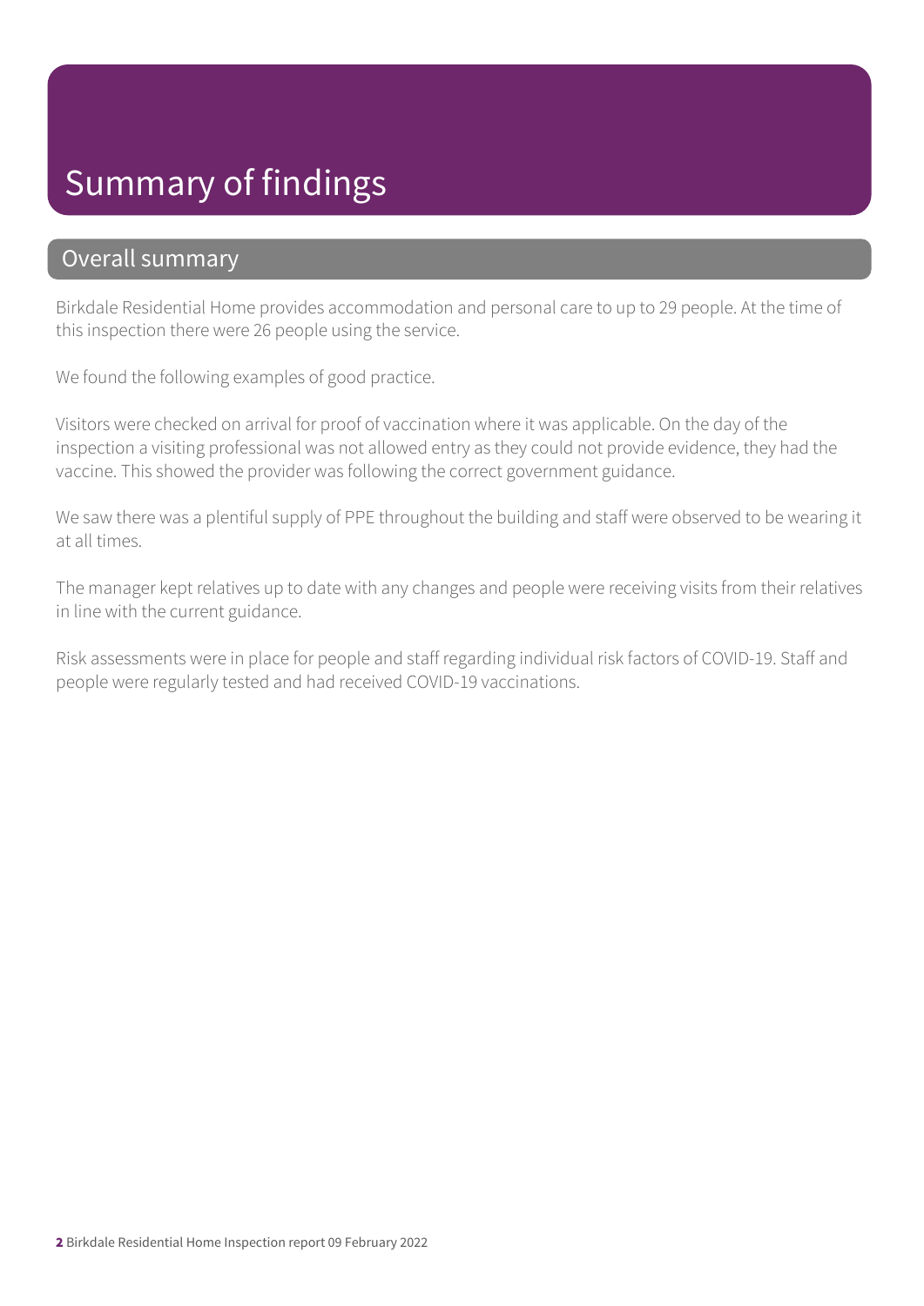# Summary of findings

## Overall summary

Birkdale Residential Home provides accommodation and personal care to up to 29 people. At the time of this inspection there were 26 people using the service.

We found the following examples of good practice.

Visitors were checked on arrival for proof of vaccination where it was applicable. On the day of the inspection a visiting professional was not allowed entry as they could not provide evidence, they had the vaccine. This showed the provider was following the correct government guidance.

We saw there was a plentiful supply of PPE throughout the building and staff were observed to be wearing it at all times.

The manager kept relatives up to date with any changes and people were receiving visits from their relatives in line with the current guidance.

Risk assessments were in place for people and staff regarding individual risk factors of COVID-19. Staff and people were regularly tested and had received COVID-19 vaccinations.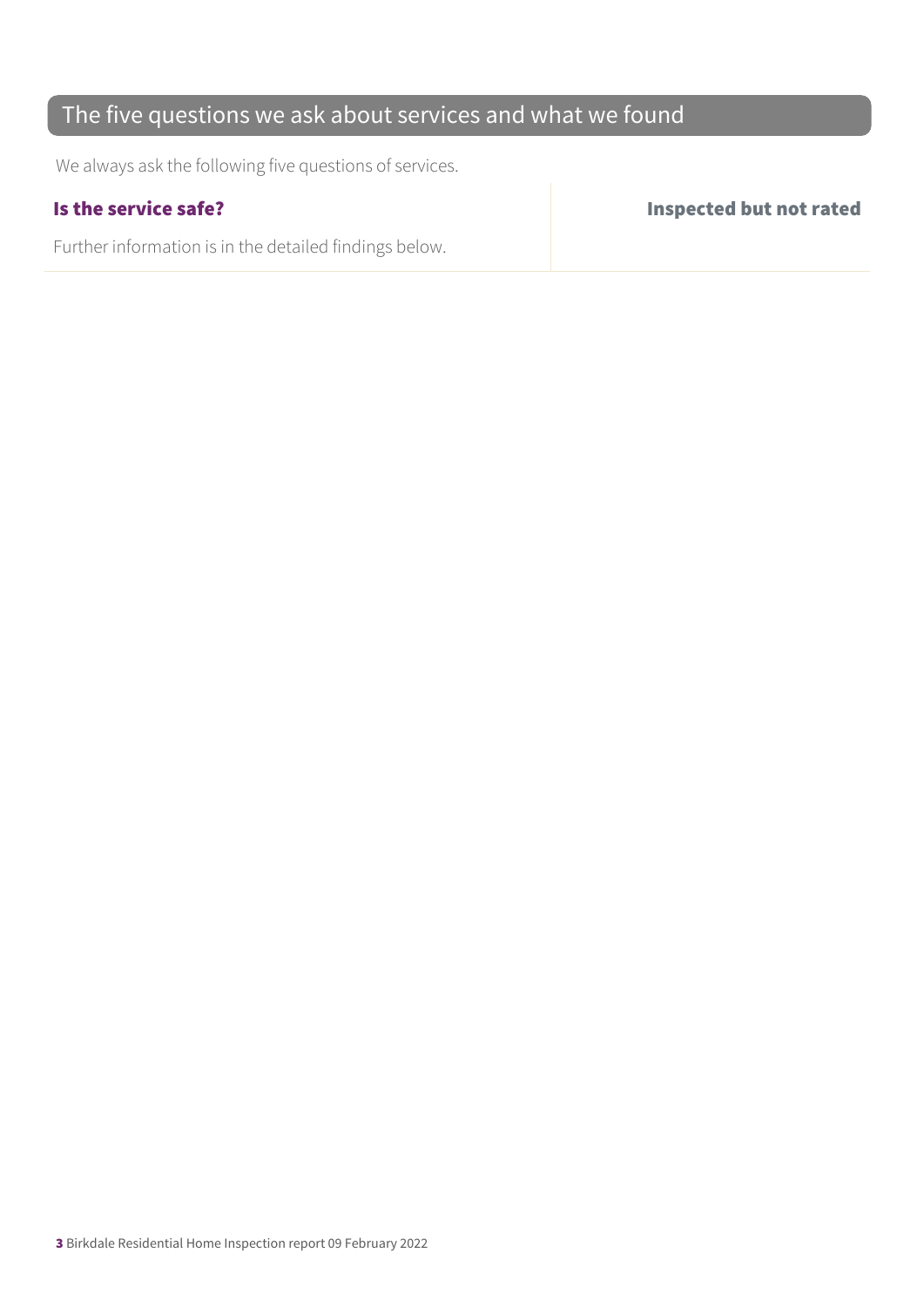## The five questions we ask about services and what we found

We always ask the following five questions of services.

| **Is the service safe?** | **Inspected but not rated** |
| --- | --- |
| Further information is in the detailed findings below. | |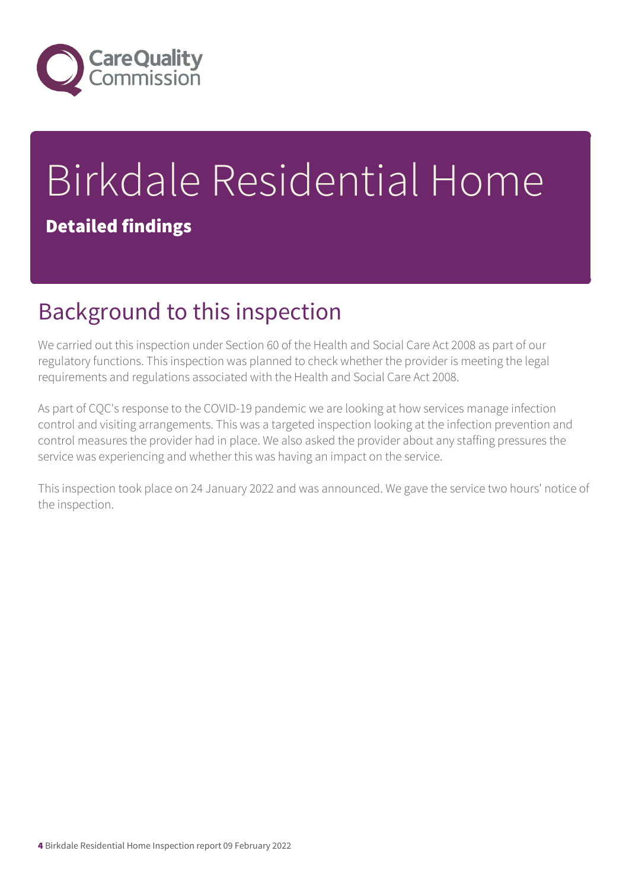# Birkdale Residential Home

**Detailed findings**

## Background to this inspection

We carried out this inspection under Section 60 of the Health and Social Care Act 2008 as part of our regulatory functions. This inspection was planned to check whether the provider is meeting the legal requirements and regulations associated with the Health and Social Care Act 2008.

As part of CQC's response to the COVID-19 pandemic we are looking at how services manage infection control and visiting arrangements. This was a targeted inspection looking at the infection prevention and control measures the provider had in place. We also asked the provider about any staffing pressures the service was experiencing and whether this was having an impact on the service.

This inspection took place on 24 January 2022 and was announced. We gave the service two hours' notice of the inspection.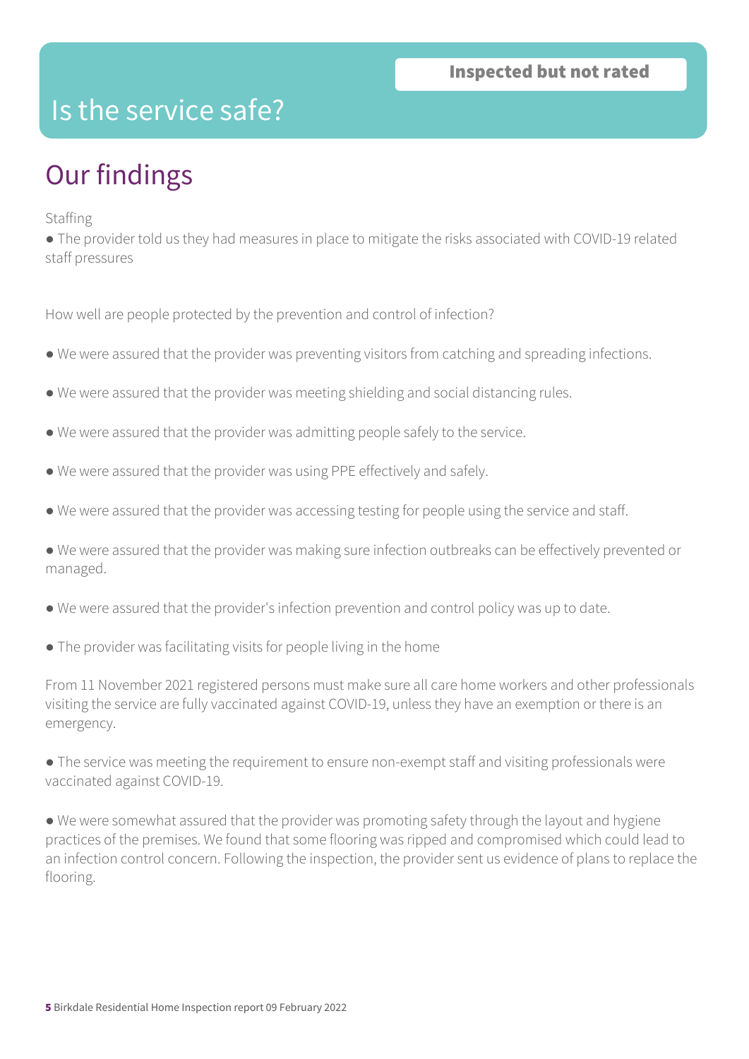Inspected but not rated

# Is the service safe?

## Our findings

Staffing

- The provider told us they had measures in place to mitigate the risks associated with COVID-19 related staff pressures

How well are people protected by the prevention and control of infection?

- We were assured that the provider was preventing visitors from catching and spreading infections.
- We were assured that the provider was meeting shielding and social distancing rules.
- We were assured that the provider was admitting people safely to the service.
- We were assured that the provider was using PPE effectively and safely.
- We were assured that the provider was accessing testing for people using the service and staff.
- We were assured that the provider was making sure infection outbreaks can be effectively prevented or managed.
- We were assured that the provider's infection prevention and control policy was up to date.
- The provider was facilitating visits for people living in the home

From 11 November 2021 registered persons must make sure all care home workers and other professionals visiting the service are fully vaccinated against COVID-19, unless they have an exemption or there is an emergency.

- The service was meeting the requirement to ensure non-exempt staff and visiting professionals were vaccinated against COVID-19.

- We were somewhat assured that the provider was promoting safety through the layout and hygiene practices of the premises. We found that some flooring was ripped and compromised which could lead to an infection control concern. Following the inspection, the provider sent us evidence of plans to replace the flooring.